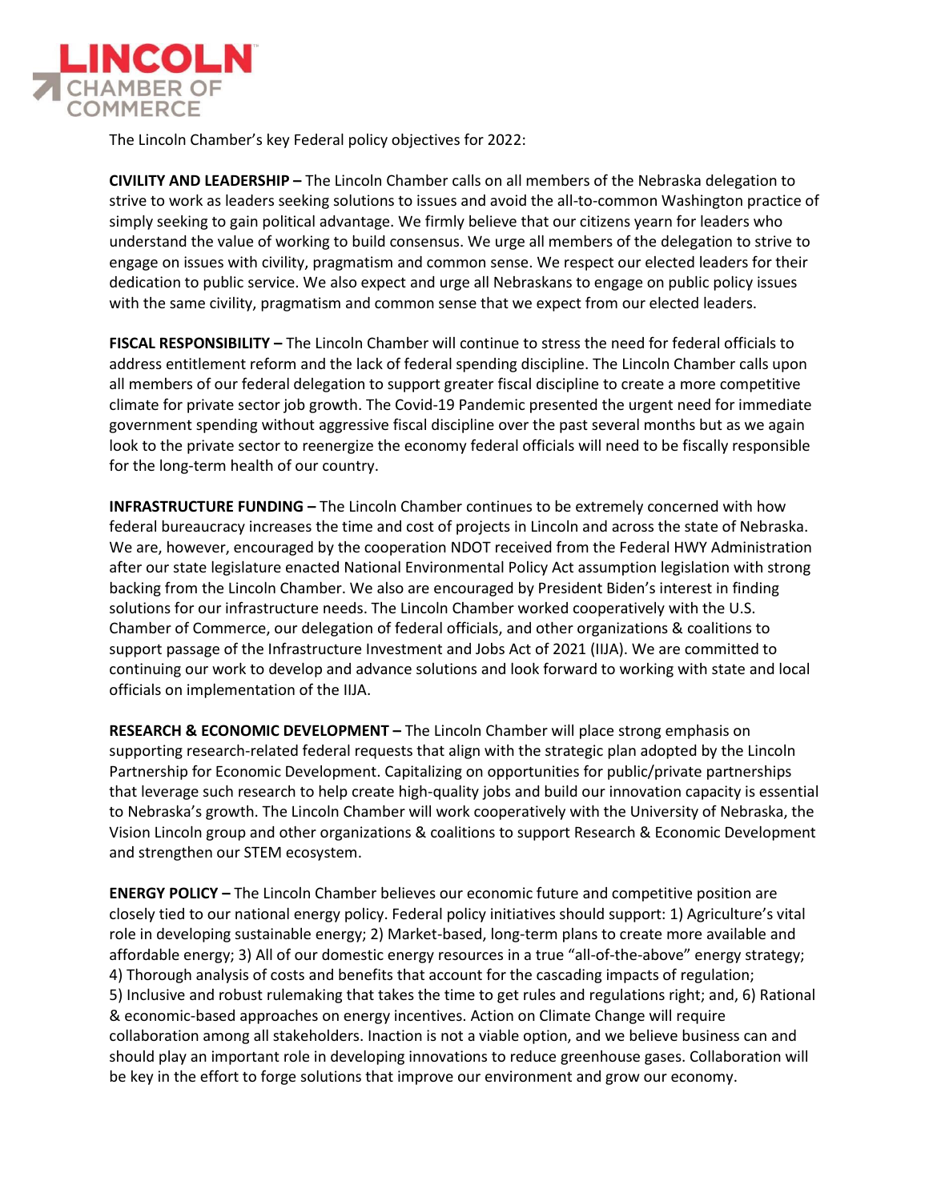**LINCOLN CHAMBER OF COMMERCE**

The Lincoln Chamber's key Federal policy objectives for 2022:

**CIVILITY AND LEADERSHIP –** The Lincoln Chamber calls on all members of the Nebraska delegation to strive to work as leaders seeking solutions to issues and avoid the all-to-common Washington practice of simply seeking to gain political advantage. We firmly believe that our citizens yearn for leaders who understand the value of working to build consensus. We urge all members of the delegation to strive to engage on issues with civility, pragmatism and common sense. We respect our elected leaders for their dedication to public service. We also expect and urge all Nebraskans to engage on public policy issues with the same civility, pragmatism and common sense that we expect from our elected leaders.

**FISCAL RESPONSIBILITY –** The Lincoln Chamber will continue to stress the need for federal officials to address entitlement reform and the lack of federal spending discipline. The Lincoln Chamber calls upon all members of our federal delegation to support greater fiscal discipline to create a more competitive climate for private sector job growth. The Covid-19 Pandemic presented the urgent need for immediate government spending without aggressive fiscal discipline over the past several months but as we again look to the private sector to reenergize the economy federal officials will need to be fiscally responsible for the long-term health of our country.

**INFRASTRUCTURE FUNDING –** The Lincoln Chamber continues to be extremely concerned with how federal bureaucracy increases the time and cost of projects in Lincoln and across the state of Nebraska. We are, however, encouraged by the cooperation NDOT received from the Federal HWY Administration after our state legislature enacted National Environmental Policy Act assumption legislation with strong backing from the Lincoln Chamber. We also are encouraged by President Biden's interest in finding solutions for our infrastructure needs. The Lincoln Chamber worked cooperatively with the U.S. Chamber of Commerce, our delegation of federal officials, and other organizations & coalitions to support passage of the Infrastructure Investment and Jobs Act of 2021 (IIJA). We are committed to continuing our work to develop and advance solutions and look forward to working with state and local officials on implementation of the IIJA.

**RESEARCH & ECONOMIC DEVELOPMENT –** The Lincoln Chamber will place strong emphasis on supporting research-related federal requests that align with the strategic plan adopted by the Lincoln Partnership for Economic Development. Capitalizing on opportunities for public/private partnerships that leverage such research to help create high-quality jobs and build our innovation capacity is essential to Nebraska's growth. The Lincoln Chamber will work cooperatively with the University of Nebraska, the Vision Lincoln group and other organizations & coalitions to support Research & Economic Development and strengthen our STEM ecosystem.

**ENERGY POLICY –** The Lincoln Chamber believes our economic future and competitive position are closely tied to our national energy policy. Federal policy initiatives should support: 1) Agriculture's vital role in developing sustainable energy; 2) Market-based, long-term plans to create more available and affordable energy; 3) All of our domestic energy resources in a true "all-of-the-above" energy strategy; 4) Thorough analysis of costs and benefits that account for the cascading impacts of regulation; 5) Inclusive and robust rulemaking that takes the time to get rules and regulations right; and, 6) Rational & economic-based approaches on energy incentives. Action on Climate Change will require collaboration among all stakeholders. Inaction is not a viable option, and we believe business can and should play an important role in developing innovations to reduce greenhouse gases. Collaboration will be key in the effort to forge solutions that improve our environment and grow our economy.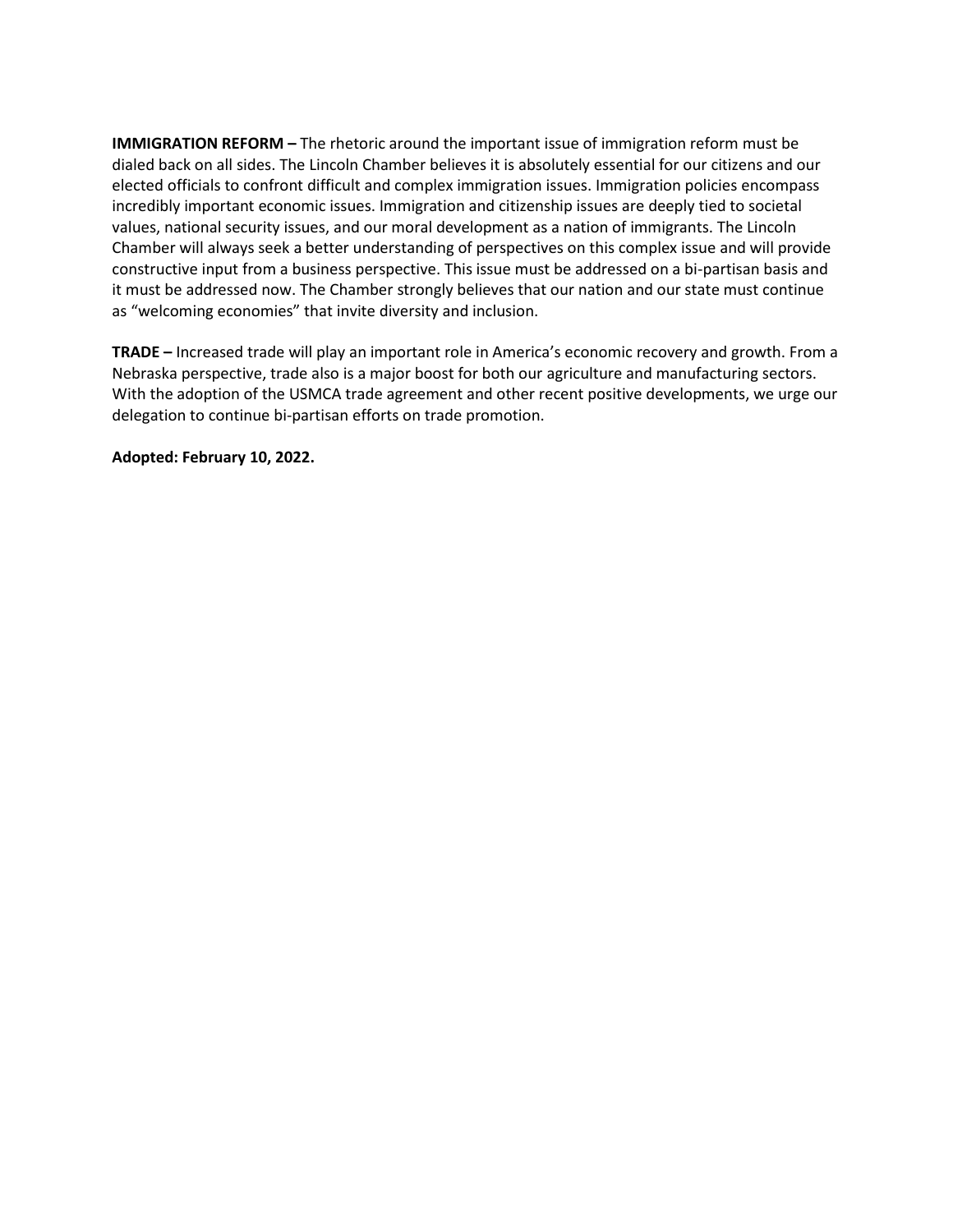**IMMIGRATION REFORM –** The rhetoric around the important issue of immigration reform must be dialed back on all sides. The Lincoln Chamber believes it is absolutely essential for our citizens and our elected officials to confront difficult and complex immigration issues. Immigration policies encompass incredibly important economic issues. Immigration and citizenship issues are deeply tied to societal values, national security issues, and our moral development as a nation of immigrants. The Lincoln Chamber will always seek a better understanding of perspectives on this complex issue and will provide constructive input from a business perspective. This issue must be addressed on a bi-partisan basis and it must be addressed now. The Chamber strongly believes that our nation and our state must continue as "welcoming economies" that invite diversity and inclusion.

**TRADE –** Increased trade will play an important role in America's economic recovery and growth. From a Nebraska perspective, trade also is a major boost for both our agriculture and manufacturing sectors. With the adoption of the USMCA trade agreement and other recent positive developments, we urge our delegation to continue bi-partisan efforts on trade promotion.

**Adopted: February 10, 2022.**